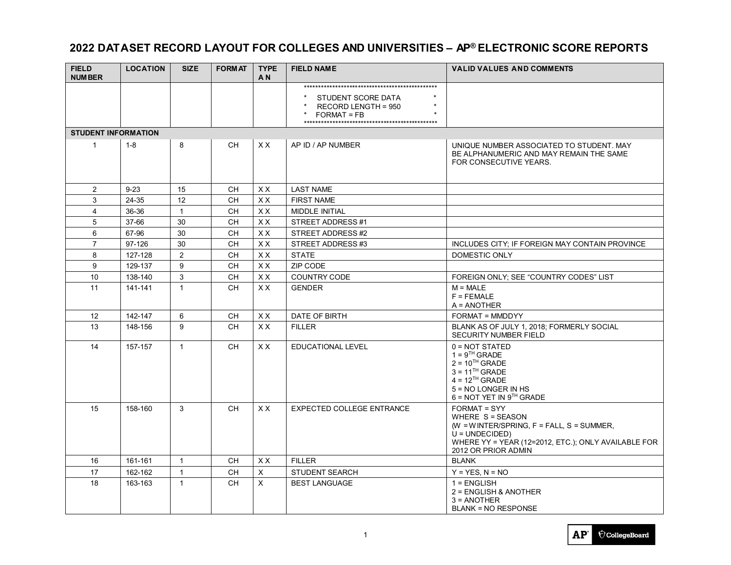# 2022 DATASET RECORD LAYOUT FOR COLLEGES AND UNIVERSITIES – AP® ELECTRONIC SCORE REPORTS

| FIELD NUMBER | LOCATION | SIZE | FORMAT | TYPE A N | FIELD NAME | VALID VALUES AND COMMENTS |
|---|---|---|---|---|---|---|
| | | | | | ************************************************<br>* STUDENT SCORE DATA *<br>* RECORD LENGTH = 950 *<br>* FORMAT = FB *<br>************************************************ | |
| **STUDENT INFORMATION** | | | | | | |
| 1 | 1-8 | 8 | CH | X X | AP ID / AP NUMBER | UNIQUE NUMBER ASSOCIATED TO STUDENT. MAY BE ALPHANUMERIC AND MAY REMAIN THE SAME FOR CONSECUTIVE YEARS. |
| 2 | 9-23 | 15 | CH | X X | LAST NAME | |
| 3 | 24-35 | 12 | CH | X X | FIRST NAME | |
| 4 | 36-36 | 1 | CH | X X | MIDDLE INITIAL | |
| 5 | 37-66 | 30 | CH | X X | STREET ADDRESS #1 | |
| 6 | 67-96 | 30 | CH | X X | STREET ADDRESS #2 | |
| 7 | 97-126 | 30 | CH | X X | STREET ADDRESS #3 | INCLUDES CITY; IF FOREIGN MAY CONTAIN PROVINCE |
| 8 | 127-128 | 2 | CH | X X | STATE | DOMESTIC ONLY |
| 9 | 129-137 | 9 | CH | X X | ZIP CODE | |
| 10 | 138-140 | 3 | CH | X X | COUNTRY CODE | FOREIGN ONLY; SEE "COUNTRY CODES" LIST |
| 11 | 141-141 | 1 | CH | X X | GENDER | M = MALE<br>F = FEMALE<br>A = ANOTHER |
| 12 | 142-147 | 6 | CH | X X | DATE OF BIRTH | FORMAT = MMDDYY |
| 13 | 148-156 | 9 | CH | X X | FILLER | BLANK AS OF JULY 1, 2018; FORMERLY SOCIAL SECURITY NUMBER FIELD |
| 14 | 157-157 | 1 | CH | X X | EDUCATIONAL LEVEL | 0 = NOT STATED<br>1 = 9TH GRADE<br>2 = 10TH GRADE<br>3 = 11TH GRADE<br>4 = 12TH GRADE<br>5 = NO LONGER IN HS<br>6 = NOT YET IN 9TH GRADE |
| 15 | 158-160 | 3 | CH | X X | EXPECTED COLLEGE ENTRANCE | FORMAT = SYY<br>WHERE S = SEASON<br>(W = WINTER/SPRING, F = FALL, S = SUMMER, U = UNDECIDED)<br>WHERE YY = YEAR (12=2012, ETC.); ONLY AVAILABLE FOR 2012 OR PRIOR ADMIN |
| 16 | 161-161 | 1 | CH | X X | FILLER | BLANK |
| 17 | 162-162 | 1 | CH | X | STUDENT SEARCH | Y = YES, N = NO |
| 18 | 163-163 | 1 | CH | X | BEST LANGUAGE | 1 = ENGLISH<br>2 = ENGLISH & ANOTHER<br>3 = ANOTHER<br>BLANK = NO RESPONSE |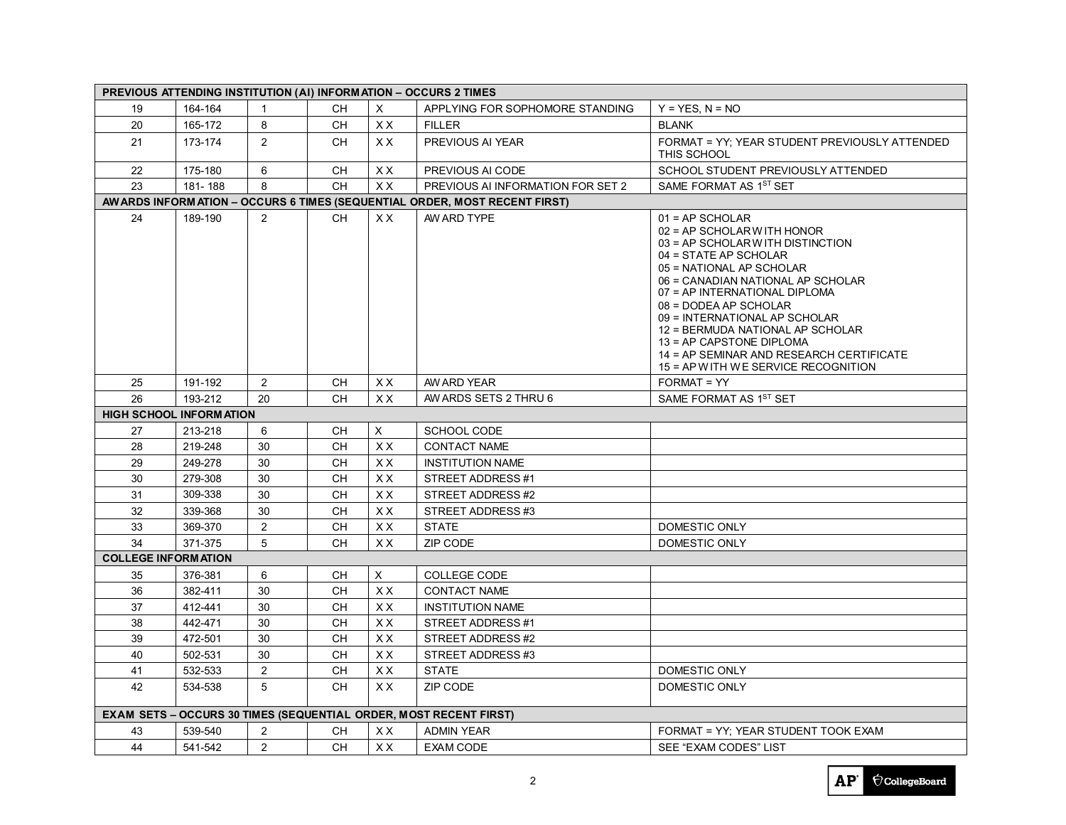| | | | | | | |
|---|---|---|---|---|---|---|
| **PREVIOUS ATTENDING INSTITUTION (AI) INFORMATION – OCCURS 2 TIMES** | | | | | | |
| 19 | 164-164 | 1 | CH | X | APPLYING FOR SOPHOMORE STANDING | Y = YES, N = NO |
| 20 | 165-172 | 8 | CH | X X | FILLER | BLANK |
| 21 | 173-174 | 2 | CH | X X | PREVIOUS AI YEAR | FORMAT = YY; YEAR STUDENT PREVIOUSLY ATTENDED THIS SCHOOL |
| 22 | 175-180 | 6 | CH | X X | PREVIOUS AI CODE | SCHOOL STUDENT PREVIOUSLY ATTENDED |
| 23 | 181- 188 | 8 | CH | X X | PREVIOUS AI INFORMATION FOR SET 2 | SAME FORMAT AS 1ST SET |
| **AWARDS INFORMATION – OCCURS 6 TIMES (SEQUENTIAL ORDER, MOST RECENT FIRST)** | | | | | | |
| 24 | 189-190 | 2 | CH | X X | AWARD TYPE | 01 = AP SCHOLAR<br>02 = AP SCHOLAR WITH HONOR<br>03 = AP SCHOLAR WITH DISTINCTION<br>04 = STATE AP SCHOLAR<br>05 = NATIONAL AP SCHOLAR<br>06 = CANADIAN NATIONAL AP SCHOLAR<br>07 = AP INTERNATIONAL DIPLOMA<br>08 = DODEA AP SCHOLAR<br>09 = INTERNATIONAL AP SCHOLAR<br>12 = BERMUDA NATIONAL AP SCHOLAR<br>13 = AP CAPSTONE DIPLOMA<br>14 = AP SEMINAR AND RESEARCH CERTIFICATE<br>15 = AP WITH WE SERVICE RECOGNITION |
| 25 | 191-192 | 2 | CH | X X | AWARD YEAR | FORMAT = YY |
| 26 | 193-212 | 20 | CH | X X | AWARDS SETS 2 THRU 6 | SAME FORMAT AS 1ST SET |
| **HIGH SCHOOL INFORMATION** | | | | | | |
| 27 | 213-218 | 6 | CH | X | SCHOOL CODE | |
| 28 | 219-248 | 30 | CH | X X | CONTACT NAME | |
| 29 | 249-278 | 30 | CH | X X | INSTITUTION NAME | |
| 30 | 279-308 | 30 | CH | X X | STREET ADDRESS #1 | |
| 31 | 309-338 | 30 | CH | X X | STREET ADDRESS #2 | |
| 32 | 339-368 | 30 | CH | X X | STREET ADDRESS #3 | |
| 33 | 369-370 | 2 | CH | X X | STATE | DOMESTIC ONLY |
| 34 | 371-375 | 5 | CH | X X | ZIP CODE | DOMESTIC ONLY |
| **COLLEGE INFORMATION** | | | | | | |
| 35 | 376-381 | 6 | CH | X | COLLEGE CODE | |
| 36 | 382-411 | 30 | CH | X X | CONTACT NAME | |
| 37 | 412-441 | 30 | CH | X X | INSTITUTION NAME | |
| 38 | 442-471 | 30 | CH | X X | STREET ADDRESS #1 | |
| 39 | 472-501 | 30 | CH | X X | STREET ADDRESS #2 | |
| 40 | 502-531 | 30 | CH | X X | STREET ADDRESS #3 | |
| 41 | 532-533 | 2 | CH | X X | STATE | DOMESTIC ONLY |
| 42 | 534-538 | 5 | CH | X X | ZIP CODE | DOMESTIC ONLY |
| **EXAM SETS – OCCURS 30 TIMES (SEQUENTIAL ORDER, MOST RECENT FIRST)** | | | | | | |
| 43 | 539-540 | 2 | CH | X X | ADMIN YEAR | FORMAT = YY; YEAR STUDENT TOOK EXAM |
| 44 | 541-542 | 2 | CH | X X | EXAM CODE | SEE "EXAM CODES" LIST |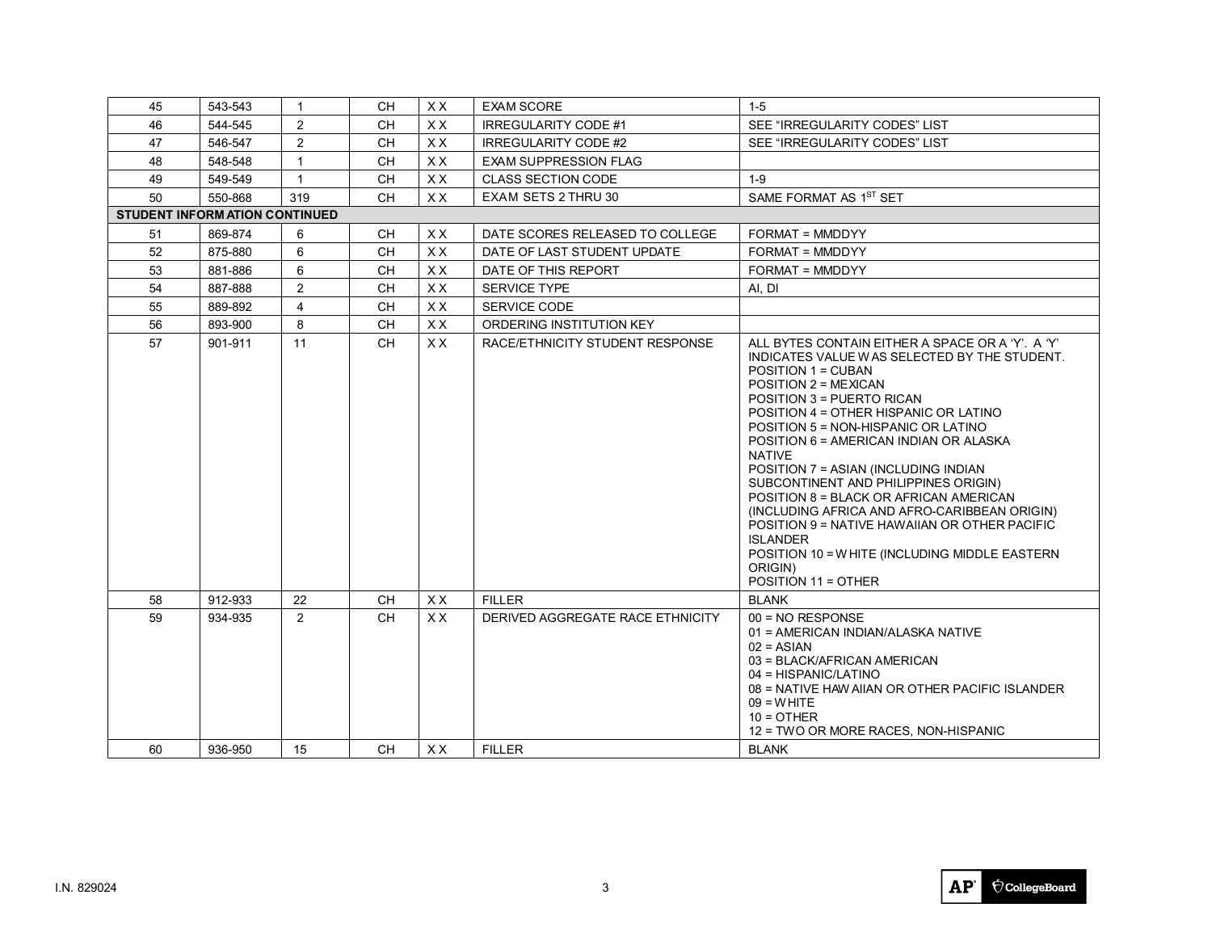| | | | | | | |
|---|---|---|---|---|---|---|
| 45 | 543-543 | 1 | CH | X X | EXAM SCORE | 1-5 |
| 46 | 544-545 | 2 | CH | X X | IRREGULARITY CODE #1 | SEE "IRREGULARITY CODES" LIST |
| 47 | 546-547 | 2 | CH | X X | IRREGULARITY CODE #2 | SEE "IRREGULARITY CODES" LIST |
| 48 | 548-548 | 1 | CH | X X | EXAM SUPPRESSION FLAG | |
| 49 | 549-549 | 1 | CH | X X | CLASS SECTION CODE | 1-9 |
| 50 | 550-868 | 319 | CH | X X | EXAM SETS 2 THRU 30 | SAME FORMAT AS 1ST SET |
| **STUDENT INFORMATION CONTINUED** | | | | | | |
| 51 | 869-874 | 6 | CH | X X | DATE SCORES RELEASED TO COLLEGE | FORMAT = MMDDYY |
| 52 | 875-880 | 6 | CH | X X | DATE OF LAST STUDENT UPDATE | FORMAT = MMDDYY |
| 53 | 881-886 | 6 | CH | X X | DATE OF THIS REPORT | FORMAT = MMDDYY |
| 54 | 887-888 | 2 | CH | X X | SERVICE TYPE | AI, DI |
| 55 | 889-892 | 4 | CH | X X | SERVICE CODE | |
| 56 | 893-900 | 8 | CH | X X | ORDERING INSTITUTION KEY | |
| 57 | 901-911 | 11 | CH | X X | RACE/ETHNICITY STUDENT RESPONSE | ALL BYTES CONTAIN EITHER A SPACE OR A 'Y'. A 'Y' INDICATES VALUE WAS SELECTED BY THE STUDENT.<br>POSITION 1 = CUBAN<br>POSITION 2 = MEXICAN<br>POSITION 3 = PUERTO RICAN<br>POSITION 4 = OTHER HISPANIC OR LATINO<br>POSITION 5 = NON-HISPANIC OR LATINO<br>POSITION 6 = AMERICAN INDIAN OR ALASKA NATIVE<br>POSITION 7 = ASIAN (INCLUDING INDIAN SUBCONTINENT AND PHILIPPINES ORIGIN)<br>POSITION 8 = BLACK OR AFRICAN AMERICAN (INCLUDING AFRICA AND AFRO-CARIBBEAN ORIGIN)<br>POSITION 9 = NATIVE HAWAIIAN OR OTHER PACIFIC ISLANDER<br>POSITION 10 = WHITE (INCLUDING MIDDLE EASTERN ORIGIN)<br>POSITION 11 = OTHER |
| 58 | 912-933 | 22 | CH | X X | FILLER | BLANK |
| 59 | 934-935 | 2 | CH | X X | DERIVED AGGREGATE RACE ETHNICITY | 00 = NO RESPONSE<br>01 = AMERICAN INDIAN/ALASKA NATIVE<br>02 = ASIAN<br>03 = BLACK/AFRICAN AMERICAN<br>04 = HISPANIC/LATINO<br>08 = NATIVE HAWAIIAN OR OTHER PACIFIC ISLANDER<br>09 = WHITE<br>10 = OTHER<br>12 = TWO OR MORE RACES, NON-HISPANIC |
| 60 | 936-950 | 15 | CH | X X | FILLER | BLANK |

I.N. 829024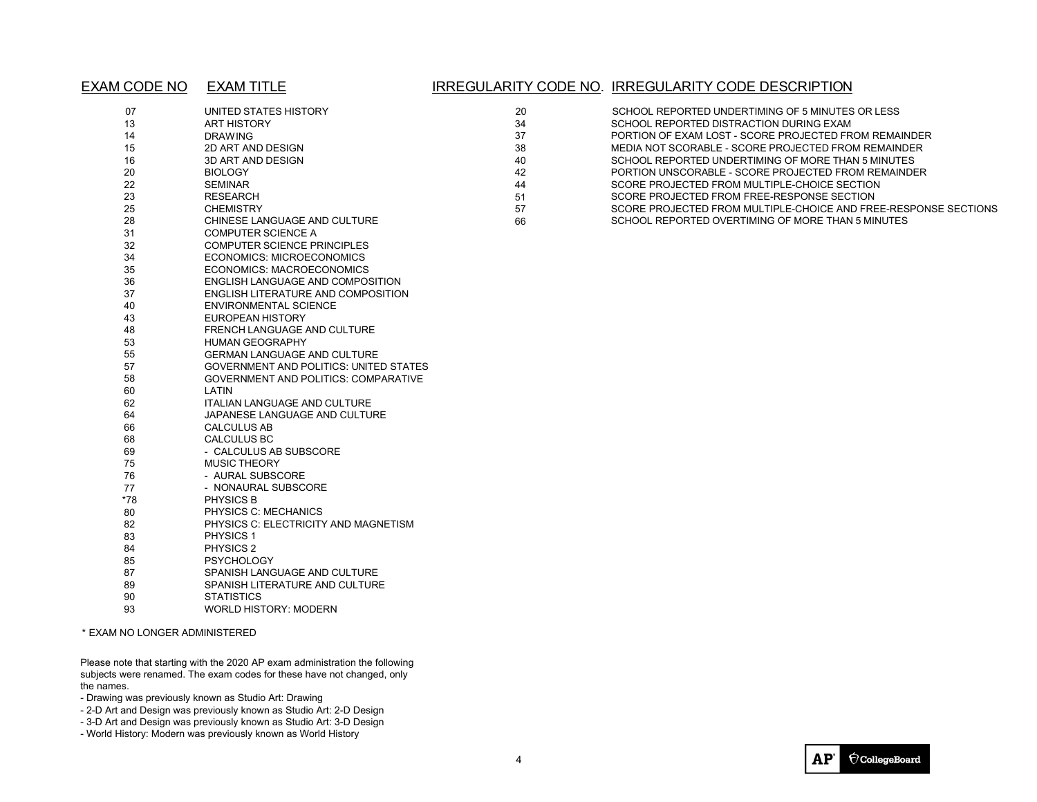| EXAM CODE NO | EXAM TITLE |
|---|---|
| 07 | UNITED STATES HISTORY |
| 13 | ART HISTORY |
| 14 | DRAWING |
| 15 | 2D ART AND DESIGN |
| 16 | 3D ART AND DESIGN |
| 20 | BIOLOGY |
| 22 | SEMINAR |
| 23 | RESEARCH |
| 25 | CHEMISTRY |
| 28 | CHINESE LANGUAGE AND CULTURE |
| 31 | COMPUTER SCIENCE A |
| 32 | COMPUTER SCIENCE PRINCIPLES |
| 34 | ECONOMICS: MICROECONOMICS |
| 35 | ECONOMICS: MACROECONOMICS |
| 36 | ENGLISH LANGUAGE AND COMPOSITION |
| 37 | ENGLISH LITERATURE AND COMPOSITION |
| 40 | ENVIRONMENTAL SCIENCE |
| 43 | EUROPEAN HISTORY |
| 48 | FRENCH LANGUAGE AND CULTURE |
| 53 | HUMAN GEOGRAPHY |
| 55 | GERMAN LANGUAGE AND CULTURE |
| 57 | GOVERNMENT AND POLITICS: UNITED STATES |
| 58 | GOVERNMENT AND POLITICS: COMPARATIVE |
| 60 | LATIN |
| 62 | ITALIAN LANGUAGE AND CULTURE |
| 64 | JAPANESE LANGUAGE AND CULTURE |
| 66 | CALCULUS AB |
| 68 | CALCULUS BC |
| 69 | - CALCULUS AB SUBSCORE |
| 75 | MUSIC THEORY |
| 76 | - AURAL SUBSCORE |
| 77 | - NONAURAL SUBSCORE |
| *78 | PHYSICS B |
| 80 | PHYSICS C: MECHANICS |
| 82 | PHYSICS C: ELECTRICITY AND MAGNETISM |
| 83 | PHYSICS 1 |
| 84 | PHYSICS 2 |
| 85 | PSYCHOLOGY |
| 87 | SPANISH LANGUAGE AND CULTURE |
| 89 | SPANISH LITERATURE AND CULTURE |
| 90 | STATISTICS |
| 93 | WORLD HISTORY: MODERN |

* EXAM NO LONGER ADMINISTERED

Please note that starting with the 2020 AP exam administration the following subjects were renamed. The exam codes for these have not changed, only the names.

- Drawing was previously known as Studio Art: Drawing
- 2-D Art and Design was previously known as Studio Art: 2-D Design
- 3-D Art and Design was previously known as Studio Art: 3-D Design
- World History: Modern was previously known as World History

| IRREGULARITY CODE NO. | IRREGULARITY CODE DESCRIPTION |
|---|---|
| 20 | SCHOOL REPORTED UNDERTIMING OF 5 MINUTES OR LESS |
| 34 | SCHOOL REPORTED DISTRACTION DURING EXAM |
| 37 | PORTION OF EXAM LOST - SCORE PROJECTED FROM REMAINDER |
| 38 | MEDIA NOT SCORABLE - SCORE PROJECTED FROM REMAINDER |
| 40 | SCHOOL REPORTED UNDERTIMING OF MORE THAN 5 MINUTES |
| 42 | PORTION UNSCORABLE - SCORE PROJECTED FROM REMAINDER |
| 44 | SCORE PROJECTED FROM MULTIPLE-CHOICE SECTION |
| 51 | SCORE PROJECTED FROM FREE-RESPONSE SECTION |
| 57 | SCORE PROJECTED FROM MULTIPLE-CHOICE AND FREE-RESPONSE SECTIONS |
| 66 | SCHOOL REPORTED OVERTIMING OF MORE THAN 5 MINUTES |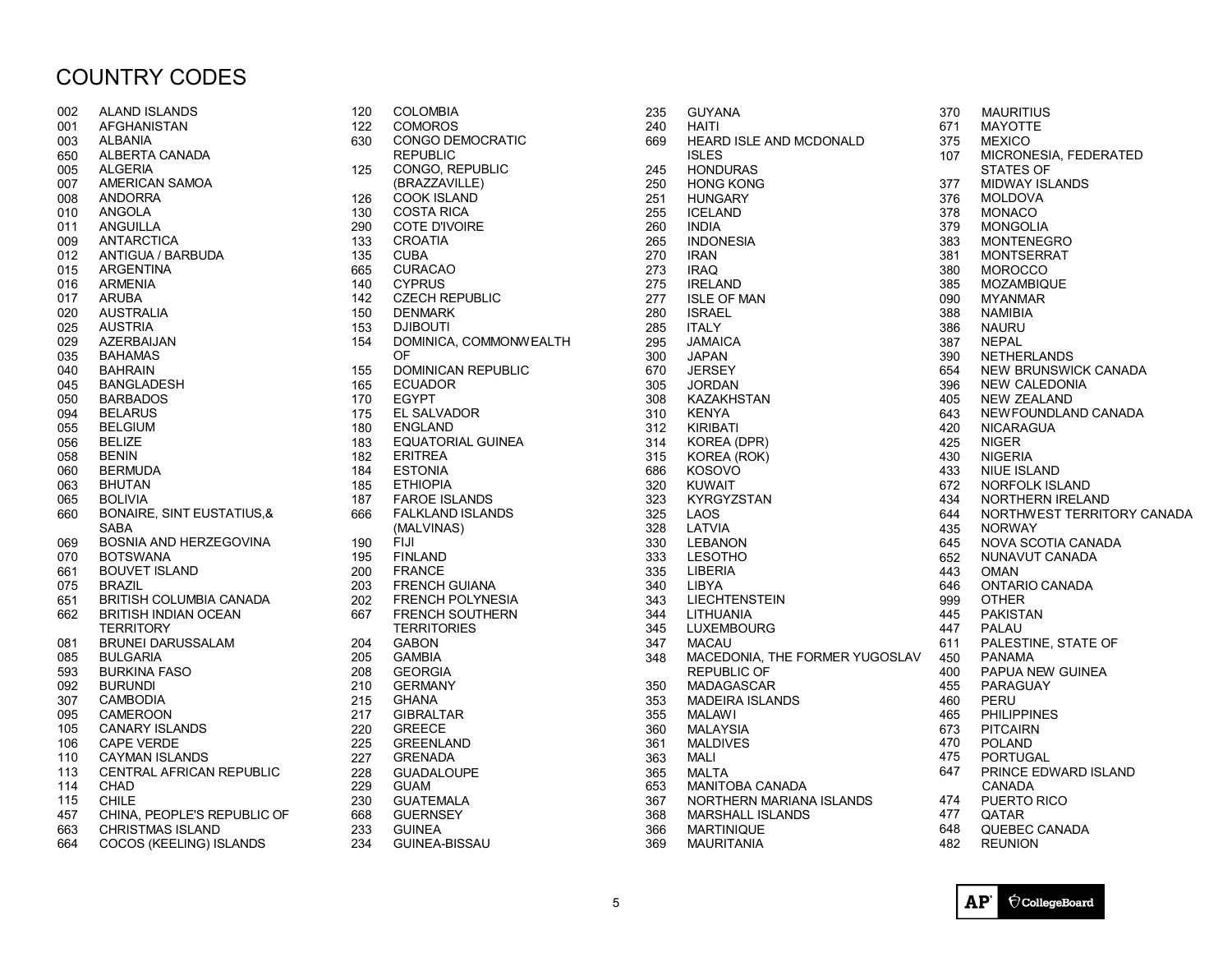# COUNTRY CODES

| Code | Country |
|---|---|
| 002 | ALAND ISLANDS |
| 001 | AFGHANISTAN |
| 003 | ALBANIA |
| 650 | ALBERTA CANADA |
| 005 | ALGERIA |
| 007 | AMERICAN SAMOA |
| 008 | ANDORRA |
| 010 | ANGOLA |
| 011 | ANGUILLA |
| 009 | ANTARCTICA |
| 012 | ANTIGUA / BARBUDA |
| 015 | ARGENTINA |
| 016 | ARMENIA |
| 017 | ARUBA |
| 020 | AUSTRALIA |
| 025 | AUSTRIA |
| 029 | AZERBAIJAN |
| 035 | BAHAMAS |
| 040 | BAHRAIN |
| 045 | BANGLADESH |
| 050 | BARBADOS |
| 094 | BELARUS |
| 055 | BELGIUM |
| 056 | BELIZE |
| 058 | BENIN |
| 060 | BERMUDA |
| 063 | BHUTAN |
| 065 | BOLIVIA |
| 660 | BONAIRE, SINT EUSTATIUS,& SABA |
| 069 | BOSNIA AND HERZEGOVINA |
| 070 | BOTSWANA |
| 661 | BOUVET ISLAND |
| 075 | BRAZIL |
| 651 | BRITISH COLUMBIA CANADA |
| 662 | BRITISH INDIAN OCEAN TERRITORY |
| 081 | BRUNEI DARUSSALAM |
| 085 | BULGARIA |
| 593 | BURKINA FASO |
| 092 | BURUNDI |
| 307 | CAMBODIA |
| 095 | CAMEROON |
| 105 | CANARY ISLANDS |
| 106 | CAPE VERDE |
| 110 | CAYMAN ISLANDS |
| 113 | CENTRAL AFRICAN REPUBLIC |
| 114 | CHAD |
| 115 | CHILE |
| 457 | CHINA, PEOPLE'S REPUBLIC OF |
| 663 | CHRISTMAS ISLAND |
| 664 | COCOS (KEELING) ISLANDS |
| 120 | COLOMBIA |
| 122 | COMOROS |
| 630 | CONGO DEMOCRATIC REPUBLIC |
| 125 | CONGO, REPUBLIC (BRAZZAVILLE) |
| 126 | COOK ISLAND |
| 130 | COSTA RICA |
| 290 | COTE D'IVOIRE |
| 133 | CROATIA |
| 135 | CUBA |
| 665 | CURACAO |
| 140 | CYPRUS |
| 142 | CZECH REPUBLIC |
| 150 | DENMARK |
| 153 | DJIBOUTI |
| 154 | DOMINICA, COMMONWEALTH OF |
| 155 | DOMINICAN REPUBLIC |
| 165 | ECUADOR |
| 170 | EGYPT |
| 175 | EL SALVADOR |
| 180 | ENGLAND |
| 183 | EQUATORIAL GUINEA |
| 182 | ERITREA |
| 184 | ESTONIA |
| 185 | ETHIOPIA |
| 187 | FAROE ISLANDS |
| 666 | FALKLAND ISLANDS (MALVINAS) |
| 190 | FIJI |
| 195 | FINLAND |
| 200 | FRANCE |
| 203 | FRENCH GUIANA |
| 202 | FRENCH POLYNESIA |
| 667 | FRENCH SOUTHERN TERRITORIES |
| 204 | GABON |
| 205 | GAMBIA |
| 208 | GEORGIA |
| 210 | GERMANY |
| 215 | GHANA |
| 217 | GIBRALTAR |
| 220 | GREECE |
| 225 | GREENLAND |
| 227 | GRENADA |
| 228 | GUADALOUPE |
| 229 | GUAM |
| 230 | GUATEMALA |
| 668 | GUERNSEY |
| 233 | GUINEA |
| 234 | GUINEA-BISSAU |
| 235 | GUYANA |
| 240 | HAITI |
| 669 | HEARD ISLE AND MCDONALD ISLES |
| 245 | HONDURAS |
| 250 | HONG KONG |
| 251 | HUNGARY |
| 255 | ICELAND |
| 260 | INDIA |
| 265 | INDONESIA |
| 270 | IRAN |
| 273 | IRAQ |
| 275 | IRELAND |
| 277 | ISLE OF MAN |
| 280 | ISRAEL |
| 285 | ITALY |
| 295 | JAMAICA |
| 300 | JAPAN |
| 670 | JERSEY |
| 305 | JORDAN |
| 308 | KAZAKHSTAN |
| 310 | KENYA |
| 312 | KIRIBATI |
| 314 | KOREA (DPR) |
| 315 | KOREA (ROK) |
| 686 | KOSOVO |
| 320 | KUWAIT |
| 323 | KYRGYZSTAN |
| 325 | LAOS |
| 328 | LATVIA |
| 330 | LEBANON |
| 333 | LESOTHO |
| 335 | LIBERIA |
| 340 | LIBYA |
| 343 | LIECHTENSTEIN |
| 344 | LITHUANIA |
| 345 | LUXEMBOURG |
| 347 | MACAU |
| 348 | MACEDONIA, THE FORMER YUGOSLAV REPUBLIC OF |
| 350 | MADAGASCAR |
| 353 | MADEIRA ISLANDS |
| 355 | MALAWI |
| 360 | MALAYSIA |
| 361 | MALDIVES |
| 363 | MALI |
| 365 | MALTA |
| 653 | MANITOBA CANADA |
| 367 | NORTHERN MARIANA ISLANDS |
| 368 | MARSHALL ISLANDS |
| 366 | MARTINIQUE |
| 369 | MAURITANIA |
| 370 | MAURITIUS |
| 671 | MAYOTTE |
| 375 | MEXICO |
| 107 | MICRONESIA, FEDERATED STATES OF |
| 377 | MIDWAY ISLANDS |
| 376 | MOLDOVA |
| 378 | MONACO |
| 379 | MONGOLIA |
| 383 | MONTENEGRO |
| 381 | MONTSERRAT |
| 380 | MOROCCO |
| 385 | MOZAMBIQUE |
| 090 | MYANMAR |
| 388 | NAMIBIA |
| 386 | NAURU |
| 387 | NEPAL |
| 390 | NETHERLANDS |
| 654 | NEW BRUNSWICK CANADA |
| 396 | NEW CALEDONIA |
| 405 | NEW ZEALAND |
| 643 | NEWFOUNDLAND CANADA |
| 420 | NICARAGUA |
| 425 | NIGER |
| 430 | NIGERIA |
| 433 | NIUE ISLAND |
| 672 | NORFOLK ISLAND |
| 434 | NORTHERN IRELAND |
| 644 | NORTHWEST TERRITORY CANADA |
| 435 | NORWAY |
| 645 | NOVA SCOTIA CANADA |
| 652 | NUNAVUT CANADA |
| 443 | OMAN |
| 646 | ONTARIO CANADA |
| 999 | OTHER |
| 445 | PAKISTAN |
| 447 | PALAU |
| 611 | PALESTINE, STATE OF |
| 450 | PANAMA |
| 400 | PAPUA NEW GUINEA |
| 455 | PARAGUAY |
| 460 | PERU |
| 465 | PHILIPPINES |
| 673 | PITCAIRN |
| 470 | POLAND |
| 475 | PORTUGAL |
| 647 | PRINCE EDWARD ISLAND CANADA |
| 474 | PUERTO RICO |
| 477 | QATAR |
| 648 | QUEBEC CANADA |
| 482 | REUNION |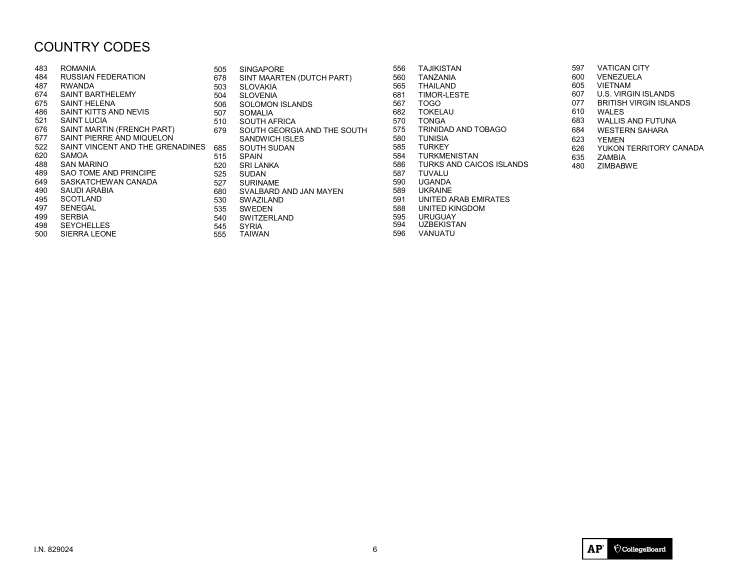# COUNTRY CODES

| | |
|---|---|
| 483 | ROMANIA |
| 484 | RUSSIAN FEDERATION |
| 487 | RWANDA |
| 674 | SAINT BARTHELEMY |
| 675 | SAINT HELENA |
| 486 | SAINT KITTS AND NEVIS |
| 521 | SAINT LUCIA |
| 676 | SAINT MARTIN (FRENCH PART) |
| 677 | SAINT PIERRE AND MIQUELON |
| 522 | SAINT VINCENT AND THE GRENADINES |
| 620 | SAMOA |
| 488 | SAN MARINO |
| 489 | SAO TOME AND PRINCIPE |
| 649 | SASKATCHEWAN CANADA |
| 490 | SAUDI ARABIA |
| 495 | SCOTLAND |
| 497 | SENEGAL |
| 499 | SERBIA |
| 498 | SEYCHELLES |
| 500 | SIERRA LEONE |
| 505 | SINGAPORE |
| 678 | SINT MAARTEN (DUTCH PART) |
| 503 | SLOVAKIA |
| 504 | SLOVENIA |
| 506 | SOLOMON ISLANDS |
| 507 | SOMALIA |
| 510 | SOUTH AFRICA |
| 679 | SOUTH GEORGIA AND THE SOUTH SANDWICH ISLES |
| 685 | SOUTH SUDAN |
| 515 | SPAIN |
| 520 | SRI LANKA |
| 525 | SUDAN |
| 527 | SURINAME |
| 680 | SVALBARD AND JAN MAYEN |
| 530 | SWAZILAND |
| 535 | SWEDEN |
| 540 | SWITZERLAND |
| 545 | SYRIA |
| 555 | TAIWAN |
| 556 | TAJIKISTAN |
| 560 | TANZANIA |
| 565 | THAILAND |
| 681 | TIMOR-LESTE |
| 567 | TOGO |
| 682 | TOKELAU |
| 570 | TONGA |
| 575 | TRINIDAD AND TOBAGO |
| 580 | TUNISIA |
| 585 | TURKEY |
| 584 | TURKMENISTAN |
| 586 | TURKS AND CAICOS ISLANDS |
| 587 | TUVALU |
| 590 | UGANDA |
| 589 | UKRAINE |
| 591 | UNITED ARAB EMIRATES |
| 588 | UNITED KINGDOM |
| 595 | URUGUAY |
| 594 | UZBEKISTAN |
| 596 | VANUATU |
| 597 | VATICAN CITY |
| 600 | VENEZUELA |
| 605 | VIETNAM |
| 607 | U.S. VIRGIN ISLANDS |
| 077 | BRITISH VIRGIN ISLANDS |
| 610 | WALES |
| 683 | WALLIS AND FUTUNA |
| 684 | WESTERN SAHARA |
| 623 | YEMEN |
| 626 | YUKON TERRITORY CANADA |
| 635 | ZAMBIA |
| 480 | ZIMBABWE |

I.N. 829024